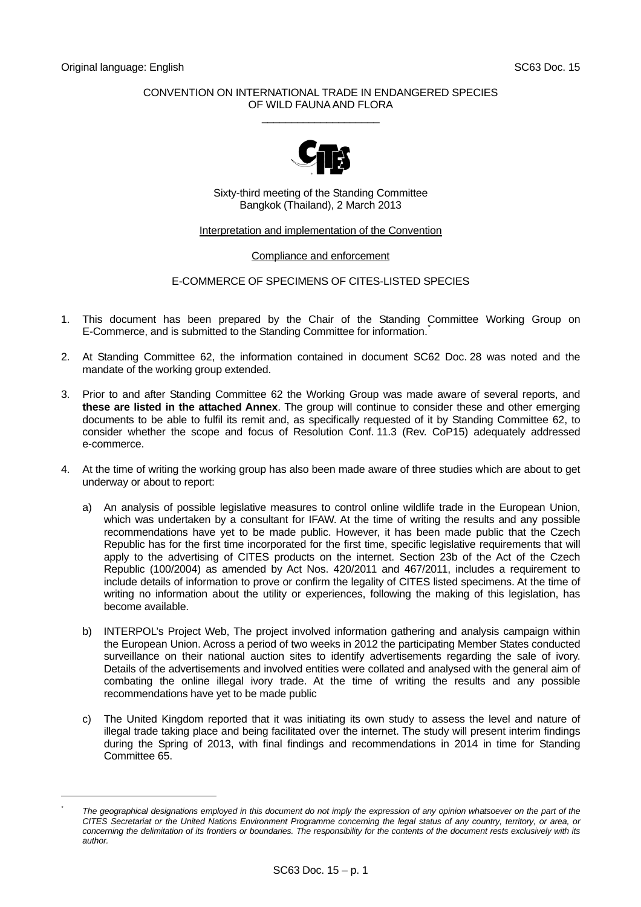Original language: English SC63 Doc. 15

CONVENTION ON INTERNATIONAL TRADE IN ENDANGERED SPECIES
OF WILD FAUNA AND FLORA

\_\_\_\_\_\_\_\_\_\_\_\_\_\_\_\_\_\_\_\_

Sixty-third meeting of the Standing Committee
Bangkok (Thailand), 2 March 2013

Interpretation and implementation of the Convention

Compliance and enforcement

E-COMMERCE OF SPECIMENS OF CITES-LISTED SPECIES

1. This document has been prepared by the Chair of the Standing Committee Working Group on E-Commerce, and is submitted to the Standing Committee for information.*

2. At Standing Committee 62, the information contained in document SC62 Doc. 28 was noted and the mandate of the working group extended.

3. Prior to and after Standing Committee 62 the Working Group was made aware of several reports, and **these are listed in the attached Annex**. The group will continue to consider these and other emerging documents to be able to fulfil its remit and, as specifically requested of it by Standing Committee 62, to consider whether the scope and focus of Resolution Conf. 11.3 (Rev. CoP15) adequately addressed e-commerce.

4. At the time of writing the working group has also been made aware of three studies which are about to get underway or about to report:

   a) An analysis of possible legislative measures to control online wildlife trade in the European Union, which was undertaken by a consultant for IFAW. At the time of writing the results and any possible recommendations have yet to be made public. However, it has been made public that the Czech Republic has for the first time incorporated for the first time, specific legislative requirements that will apply to the advertising of CITES products on the internet. Section 23b of the Act of the Czech Republic (100/2004) as amended by Act Nos. 420/2011 and 467/2011, includes a requirement to include details of information to prove or confirm the legality of CITES listed specimens. At the time of writing no information about the utility or experiences, following the making of this legislation, has become available.

   b) INTERPOL's Project Web, The project involved information gathering and analysis campaign within the European Union. Across a period of two weeks in 2012 the participating Member States conducted surveillance on their national auction sites to identify advertisements regarding the sale of ivory. Details of the advertisements and involved entities were collated and analysed with the general aim of combating the online illegal ivory trade. At the time of writing the results and any possible recommendations have yet to be made public

   c) The United Kingdom reported that it was initiating its own study to assess the level and nature of illegal trade taking place and being facilitated over the internet. The study will present interim findings during the Spring of 2013, with final findings and recommendations in 2014 in time for Standing Committee 65.

---

\* *The geographical designations employed in this document do not imply the expression of any opinion whatsoever on the part of the CITES Secretariat or the United Nations Environment Programme concerning the legal status of any country, territory, or area, or concerning the delimitation of its frontiers or boundaries. The responsibility for the contents of the document rests exclusively with its author.*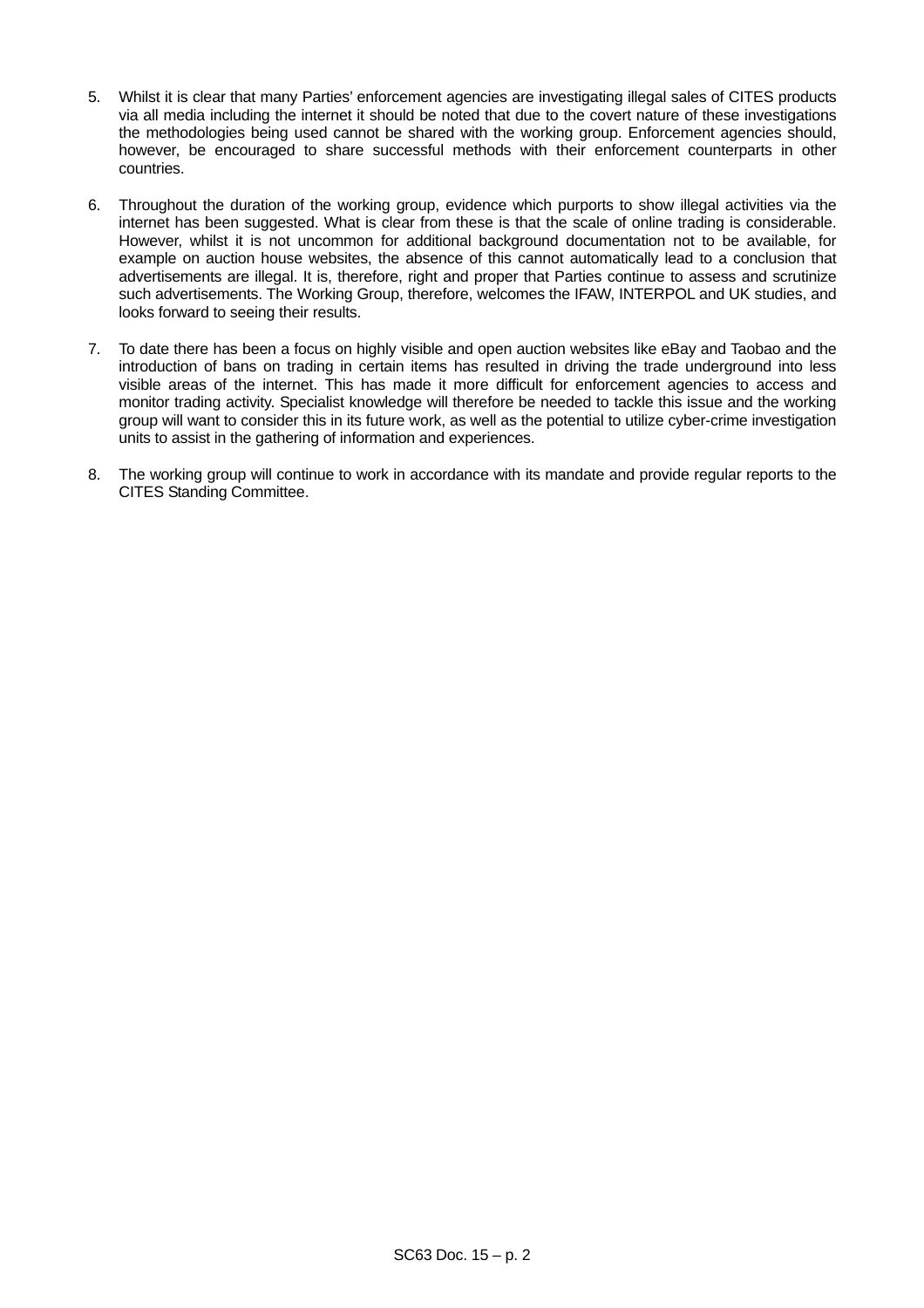5. Whilst it is clear that many Parties' enforcement agencies are investigating illegal sales of CITES products via all media including the internet it should be noted that due to the covert nature of these investigations the methodologies being used cannot be shared with the working group. Enforcement agencies should, however, be encouraged to share successful methods with their enforcement counterparts in other countries.

6. Throughout the duration of the working group, evidence which purports to show illegal activities via the internet has been suggested. What is clear from these is that the scale of online trading is considerable. However, whilst it is not uncommon for additional background documentation not to be available, for example on auction house websites, the absence of this cannot automatically lead to a conclusion that advertisements are illegal. It is, therefore, right and proper that Parties continue to assess and scrutinize such advertisements. The Working Group, therefore, welcomes the IFAW, INTERPOL and UK studies, and looks forward to seeing their results.

7. To date there has been a focus on highly visible and open auction websites like eBay and Taobao and the introduction of bans on trading in certain items has resulted in driving the trade underground into less visible areas of the internet. This has made it more difficult for enforcement agencies to access and monitor trading activity. Specialist knowledge will therefore be needed to tackle this issue and the working group will want to consider this in its future work, as well as the potential to utilize cyber-crime investigation units to assist in the gathering of information and experiences.

8. The working group will continue to work in accordance with its mandate and provide regular reports to the CITES Standing Committee.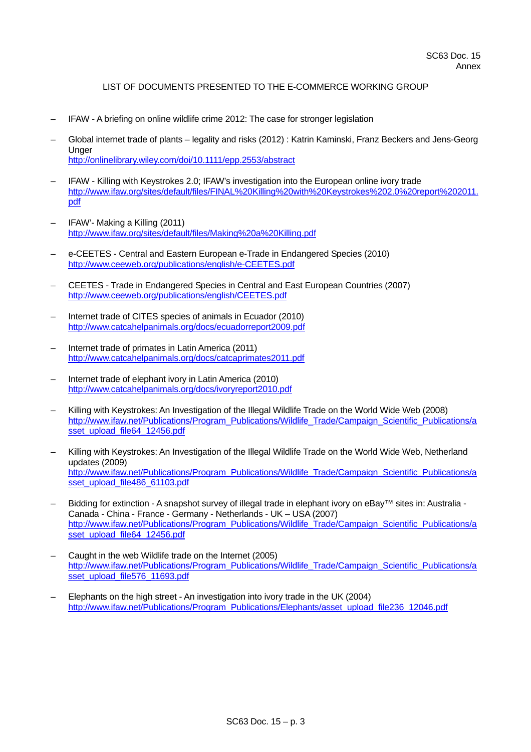SC63 Doc. 15
Annex

LIST OF DOCUMENTS PRESENTED TO THE E-COMMERCE WORKING GROUP

- IFAW - A briefing on online wildlife crime 2012: The case for stronger legislation
- Global internet trade of plants – legality and risks (2012) : Katrin Kaminski, Franz Beckers and Jens-Georg Unger
  http://onlinelibrary.wiley.com/doi/10.1111/epp.2553/abstract
- IFAW - Killing with Keystrokes 2.0; IFAW's investigation into the European online ivory trade
  http://www.ifaw.org/sites/default/files/FINAL%20Killing%20with%20Keystrokes%202.0%20report%202011.pdf
- IFAW'- Making a Killing (2011)
  http://www.ifaw.org/sites/default/files/Making%20a%20Killing.pdf
- e-CEETES - Central and Eastern European e-Trade in Endangered Species (2010)
  http://www.ceeweb.org/publications/english/e-CEETES.pdf
- CEETES - Trade in Endangered Species in Central and East European Countries (2007)
  http://www.ceeweb.org/publications/english/CEETES.pdf
- Internet trade of CITES species of animals in Ecuador (2010)
  http://www.catcahelpanimals.org/docs/ecuadorreport2009.pdf
- Internet trade of primates in Latin America (2011)
  http://www.catcahelpanimals.org/docs/catcaprimates2011.pdf
- Internet trade of elephant ivory in Latin America (2010)
  http://www.catcahelpanimals.org/docs/ivoryreport2010.pdf
- Killing with Keystrokes: An Investigation of the Illegal Wildlife Trade on the World Wide Web (2008)
  http://www.ifaw.net/Publications/Program_Publications/Wildlife_Trade/Campaign_Scientific_Publications/asset_upload_file64_12456.pdf
- Killing with Keystrokes: An Investigation of the Illegal Wildlife Trade on the World Wide Web, Netherland updates (2009)
  http://www.ifaw.net/Publications/Program_Publications/Wildlife_Trade/Campaign_Scientific_Publications/asset_upload_file486_61103.pdf
- Bidding for extinction - A snapshot survey of illegal trade in elephant ivory on eBay™ sites in: Australia - Canada - China - France - Germany - Netherlands - UK – USA (2007)
  http://www.ifaw.net/Publications/Program_Publications/Wildlife_Trade/Campaign_Scientific_Publications/asset_upload_file64_12456.pdf
- Caught in the web Wildlife trade on the Internet (2005)
  http://www.ifaw.net/Publications/Program_Publications/Wildlife_Trade/Campaign_Scientific_Publications/asset_upload_file576_11693.pdf
- Elephants on the high street - An investigation into ivory trade in the UK (2004)
  http://www.ifaw.net/Publications/Program_Publications/Elephants/asset_upload_file236_12046.pdf